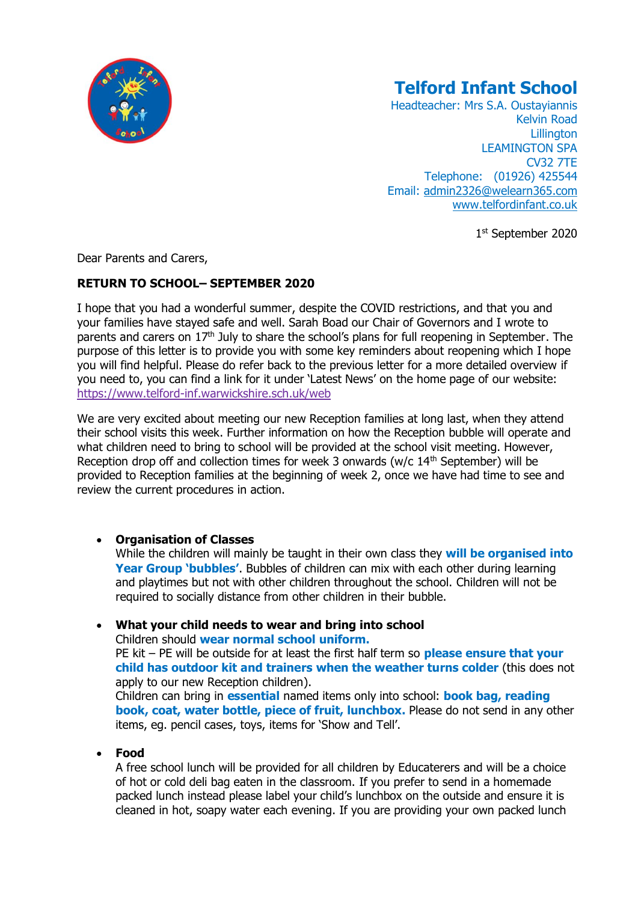# Telford Infant School

Headteacher: Mrs S.A. Oustayiannis
Kelvin Road
Lillington
LEAMINGTON SPA
CV32 7TE
Telephone: (01926) 425544
Email: admin2326@welearn365.com
www.telfordinfant.co.uk

1st September 2020

Dear Parents and Carers,

**RETURN TO SCHOOL– SEPTEMBER 2020**

I hope that you had a wonderful summer, despite the COVID restrictions, and that you and your families have stayed safe and well. Sarah Boad our Chair of Governors and I wrote to parents and carers on 17th July to share the school's plans for full reopening in September. The purpose of this letter is to provide you with some key reminders about reopening which I hope you will find helpful. Please do refer back to the previous letter for a more detailed overview if you need to, you can find a link for it under 'Latest News' on the home page of our website: https://www.telford-inf.warwickshire.sch.uk/web

We are very excited about meeting our new Reception families at long last, when they attend their school visits this week. Further information on how the Reception bubble will operate and what children need to bring to school will be provided at the school visit meeting. However, Reception drop off and collection times for week 3 onwards (w/c 14th September) will be provided to Reception families at the beginning of week 2, once we have had time to see and review the current procedures in action.

- **Organisation of Classes**
  While the children will mainly be taught in their own class they **will be organised into Year Group 'bubbles'**. Bubbles of children can mix with each other during learning and playtimes but not with other children throughout the school. Children will not be required to socially distance from other children in their bubble.

- **What your child needs to wear and bring into school**
  Children should **wear normal school uniform.**
  PE kit – PE will be outside for at least the first half term so **please ensure that your child has outdoor kit and trainers when the weather turns colder** (this does not apply to our new Reception children).
  Children can bring in **essential** named items only into school: **book bag, reading book, coat, water bottle, piece of fruit, lunchbox.** Please do not send in any other items, eg. pencil cases, toys, items for 'Show and Tell'.

- **Food**
  A free school lunch will be provided for all children by Educaterers and will be a choice of hot or cold deli bag eaten in the classroom. If you prefer to send in a homemade packed lunch instead please label your child's lunchbox on the outside and ensure it is cleaned in hot, soapy water each evening. If you are providing your own packed lunch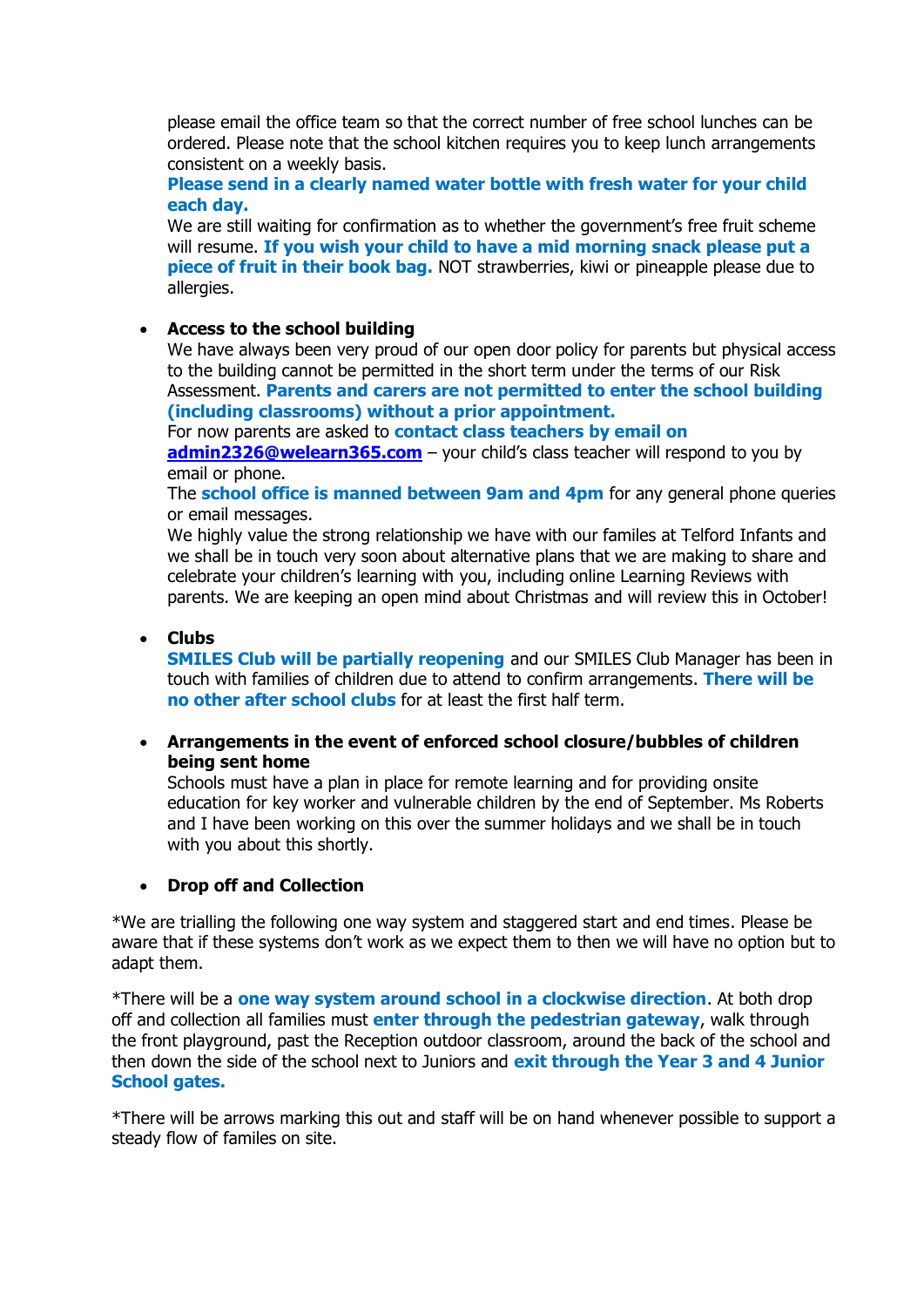please email the office team so that the correct number of free school lunches can be ordered. Please note that the school kitchen requires you to keep lunch arrangements consistent on a weekly basis.
**Please send in a clearly named water bottle with fresh water for your child each day.**
We are still waiting for confirmation as to whether the government's free fruit scheme will resume. **If you wish your child to have a mid morning snack please put a piece of fruit in their book bag.** NOT strawberries, kiwi or pineapple please due to allergies.

- **Access to the school building**
  We have always been very proud of our open door policy for parents but physical access to the building cannot be permitted in the short term under the terms of our Risk Assessment. **Parents and carers are not permitted to enter the school building (including classrooms) without a prior appointment.**
  For now parents are asked to **contact class teachers by email on admin2326@welearn365.com** – your child's class teacher will respond to you by email or phone.
  The **school office is manned between 9am and 4pm** for any general phone queries or email messages.
  We highly value the strong relationship we have with our familes at Telford Infants and we shall be in touch very soon about alternative plans that we are making to share and celebrate your children's learning with you, including online Learning Reviews with parents. We are keeping an open mind about Christmas and will review this in October!

- **Clubs**
  **SMILES Club will be partially reopening** and our SMILES Club Manager has been in touch with families of children due to attend to confirm arrangements. **There will be no other after school clubs** for at least the first half term.

- **Arrangements in the event of enforced school closure/bubbles of children being sent home**
  Schools must have a plan in place for remote learning and for providing onsite education for key worker and vulnerable children by the end of September. Ms Roberts and I have been working on this over the summer holidays and we shall be in touch with you about this shortly.

- **Drop off and Collection**

*We are trialling the following one way system and staggered start and end times. Please be aware that if these systems don't work as we expect them to then we will have no option but to adapt them.

*There will be a **one way system around school in a clockwise direction**. At both drop off and collection all families must **enter through the pedestrian gateway**, walk through the front playground, past the Reception outdoor classroom, around the back of the school and then down the side of the school next to Juniors and **exit through the Year 3 and 4 Junior School gates.**

*There will be arrows marking this out and staff will be on hand whenever possible to support a steady flow of familes on site.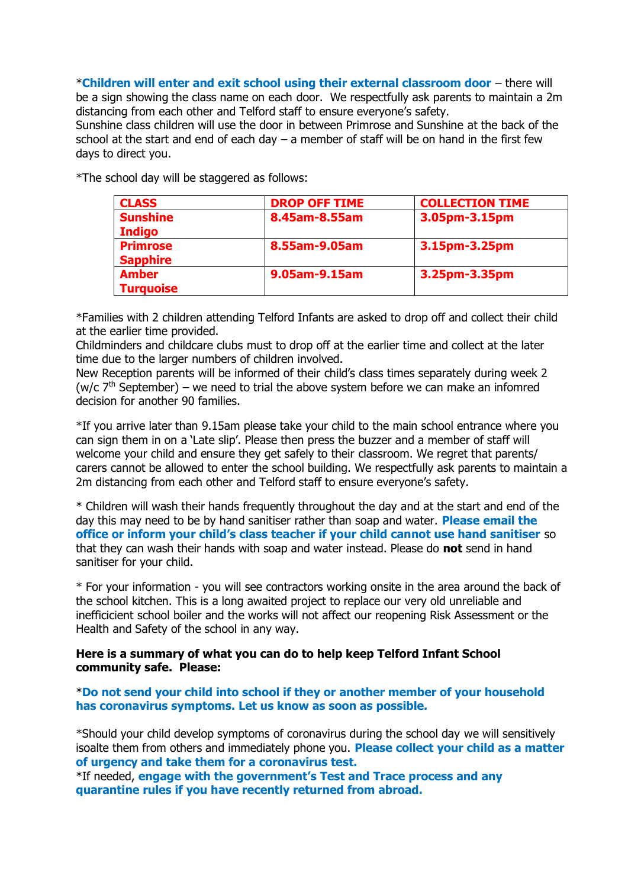***Children will enter and exit school using their external classroom door** – there will be a sign showing the class name on each door. We respectfully ask parents to maintain a 2m distancing from each other and Telford staff to ensure everyone's safety.
Sunshine class children will use the door in between Primrose and Sunshine at the back of the school at the start and end of each day – a member of staff will be on hand in the first few days to direct you.

*The school day will be staggered as follows:

| CLASS | DROP OFF TIME | COLLECTION TIME |
|---|---|---|
| **Sunshine**<br>**Indigo** | **8.45am-8.55am** | **3.05pm-3.15pm** |
| **Primrose**<br>**Sapphire** | **8.55am-9.05am** | **3.15pm-3.25pm** |
| **Amber**<br>**Turquoise** | **9.05am-9.15am** | **3.25pm-3.35pm** |

*Families with 2 children attending Telford Infants are asked to drop off and collect their child at the earlier time provided.
Childminders and childcare clubs must to drop off at the earlier time and collect at the later time due to the larger numbers of children involved.
New Reception parents will be informed of their child's class times separately during week 2 (w/c 7th September) – we need to trial the above system before we can make an infomred decision for another 90 families.

*If you arrive later than 9.15am please take your child to the main school entrance where you can sign them in on a 'Late slip'. Please then press the buzzer and a member of staff will welcome your child and ensure they get safely to their classroom. We regret that parents/ carers cannot be allowed to enter the school building. We respectfully ask parents to maintain a 2m distancing from each other and Telford staff to ensure everyone's safety.

* Children will wash their hands frequently throughout the day and at the start and end of the day this may need to be by hand sanitiser rather than soap and water. **Please email the office or inform your child's class teacher if your child cannot use hand sanitiser** so that they can wash their hands with soap and water instead. Please do **not** send in hand sanitiser for your child.

* For your information - you will see contractors working onsite in the area around the back of the school kitchen. This is a long awaited project to replace our very old unreliable and inefficicient school boiler and the works will not affect our reopening Risk Assessment or the Health and Safety of the school in any way.

**Here is a summary of what you can do to help keep Telford Infant School community safe. Please:**

***Do not send your child into school if they or another member of your household has coronavirus symptoms. Let us know as soon as possible.**

*Should your child develop symptoms of coronavirus during the school day we will sensitively isoalte them from others and immediately phone you. **Please collect your child as a matter of urgency and take them for a coronavirus test.**
*If needed, **engage with the government's Test and Trace process and any quarantine rules if you have recently returned from abroad.**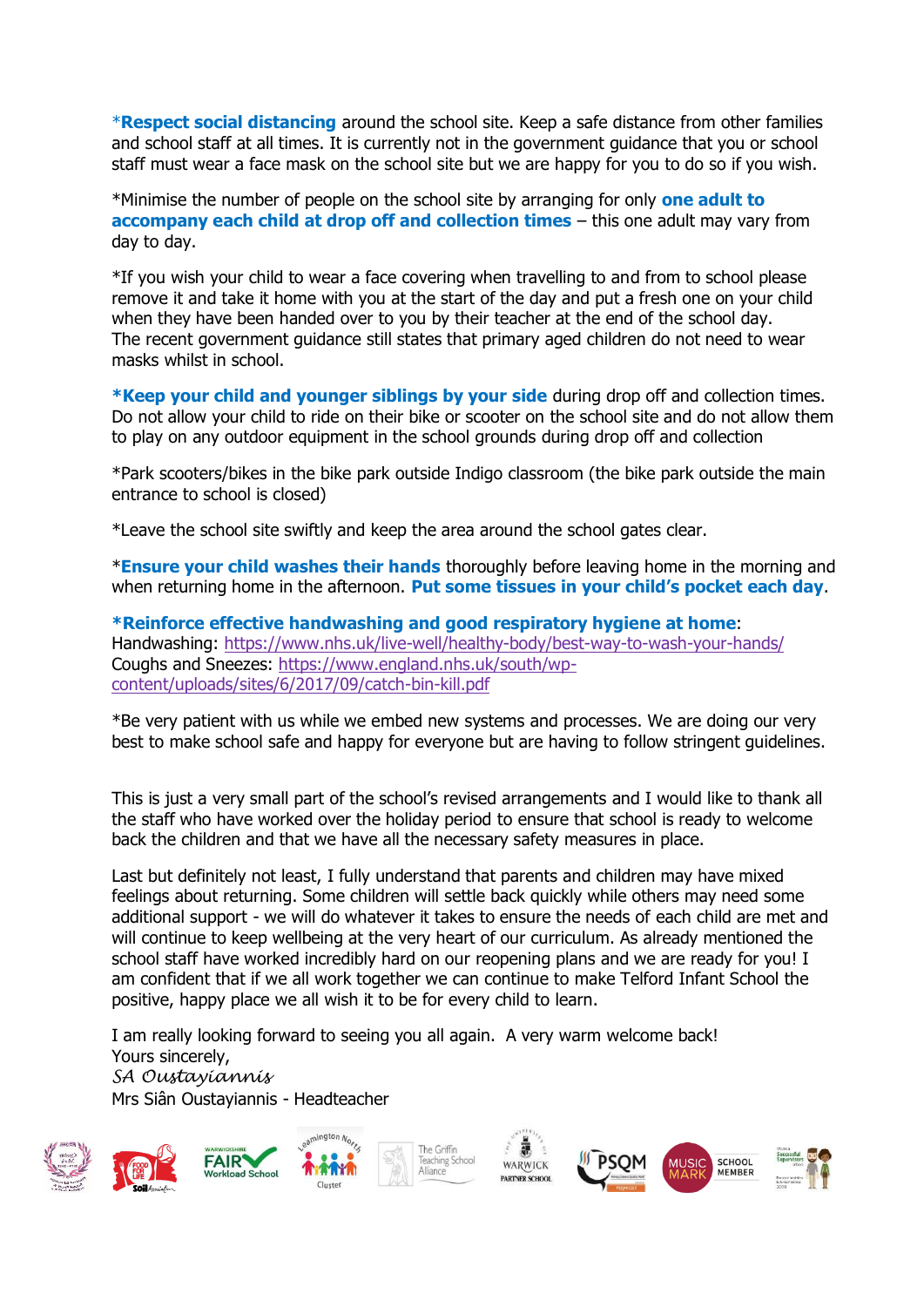*__Respect social distancing__ around the school site. Keep a safe distance from other families and school staff at all times. It is currently not in the government guidance that you or school staff must wear a face mask on the school site but we are happy for you to do so if you wish.

*Minimise the number of people on the school site by arranging for only **one adult to accompany each child at drop off and collection times** – this one adult may vary from day to day.

*If you wish your child to wear a face covering when travelling to and from to school please remove it and take it home with you at the start of the day and put a fresh one on your child when they have been handed over to you by their teacher at the end of the school day.
The recent government guidance still states that primary aged children do not need to wear masks whilst in school.

**\*Keep your child and younger siblings by your side** during drop off and collection times. Do not allow your child to ride on their bike or scooter on the school site and do not allow them to play on any outdoor equipment in the school grounds during drop off and collection

*Park scooters/bikes in the bike park outside Indigo classroom (the bike park outside the main entrance to school is closed)

*Leave the school site swiftly and keep the area around the school gates clear.

*__Ensure your child washes their hands__ thoroughly before leaving home in the morning and when returning home in the afternoon. **Put some tissues in your child's pocket each day**.

**\*Reinforce effective handwashing and good respiratory hygiene at home**:
Handwashing: https://www.nhs.uk/live-well/healthy-body/best-way-to-wash-your-hands/
Coughs and Sneezes: https://www.england.nhs.uk/south/wp-content/uploads/sites/6/2017/09/catch-bin-kill.pdf

*Be very patient with us while we embed new systems and processes. We are doing our very best to make school safe and happy for everyone but are having to follow stringent guidelines.

This is just a very small part of the school's revised arrangements and I would like to thank all the staff who have worked over the holiday period to ensure that school is ready to welcome back the children and that we have all the necessary safety measures in place.

Last but definitely not least, I fully understand that parents and children may have mixed feelings about returning. Some children will settle back quickly while others may need some additional support - we will do whatever it takes to ensure the needs of each child are met and will continue to keep wellbeing at the very heart of our curriculum. As already mentioned the school staff have worked incredibly hard on our reopening plans and we are ready for you! I am confident that if we all work together we can continue to make Telford Infant School the positive, happy place we all wish it to be for every child to learn.

I am really looking forward to seeing you all again. A very warm welcome back!
Yours sincerely,
*SA Oustayiannis*
Mrs Siân Oustayiannis - Headteacher